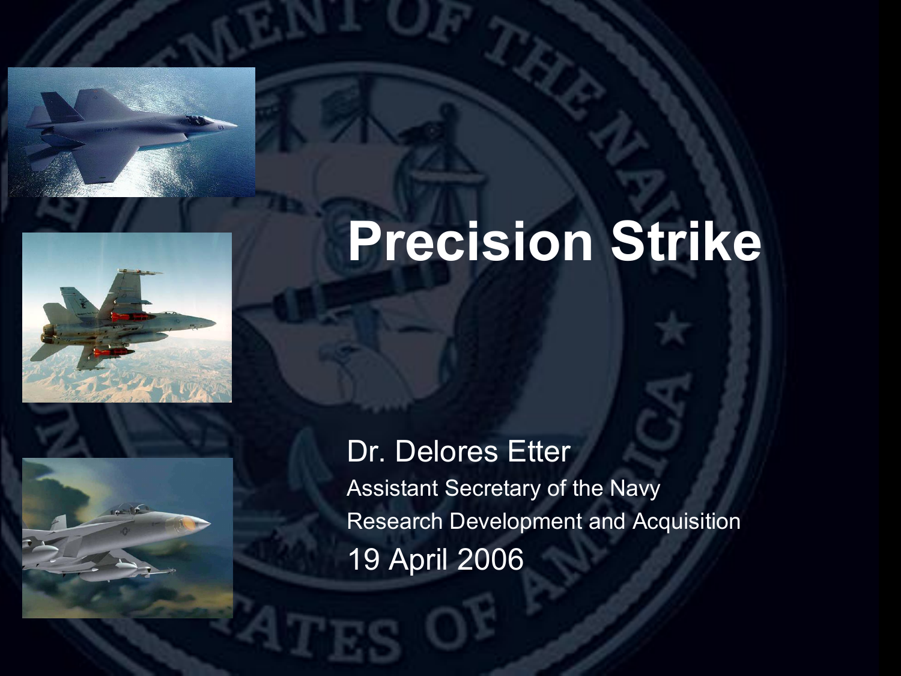# Precision Strike

Dr. Delores Etter

Assistant Secretary of the Navy

Research Development and Acquisition

19 April 2006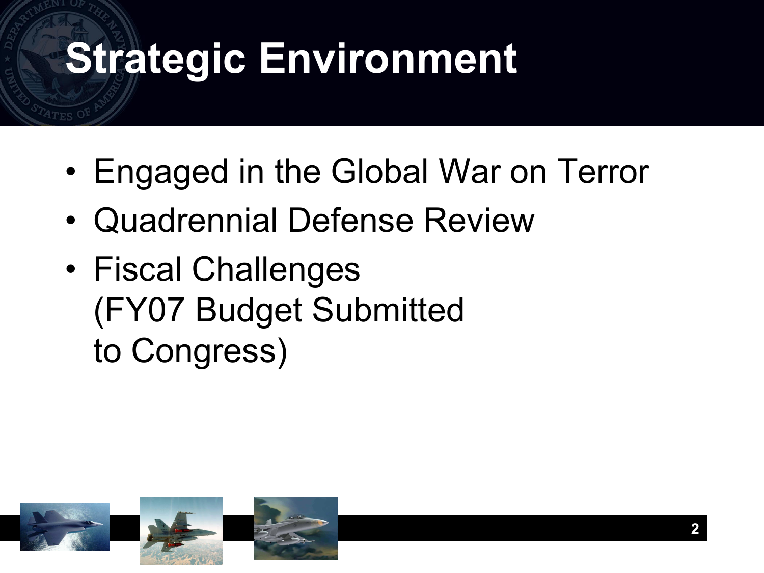# Strategic Environment

- Engaged in the Global War on Terror
- Quadrennial Defense Review
- Fiscal Challenges (FY07 Budget Submitted to Congress)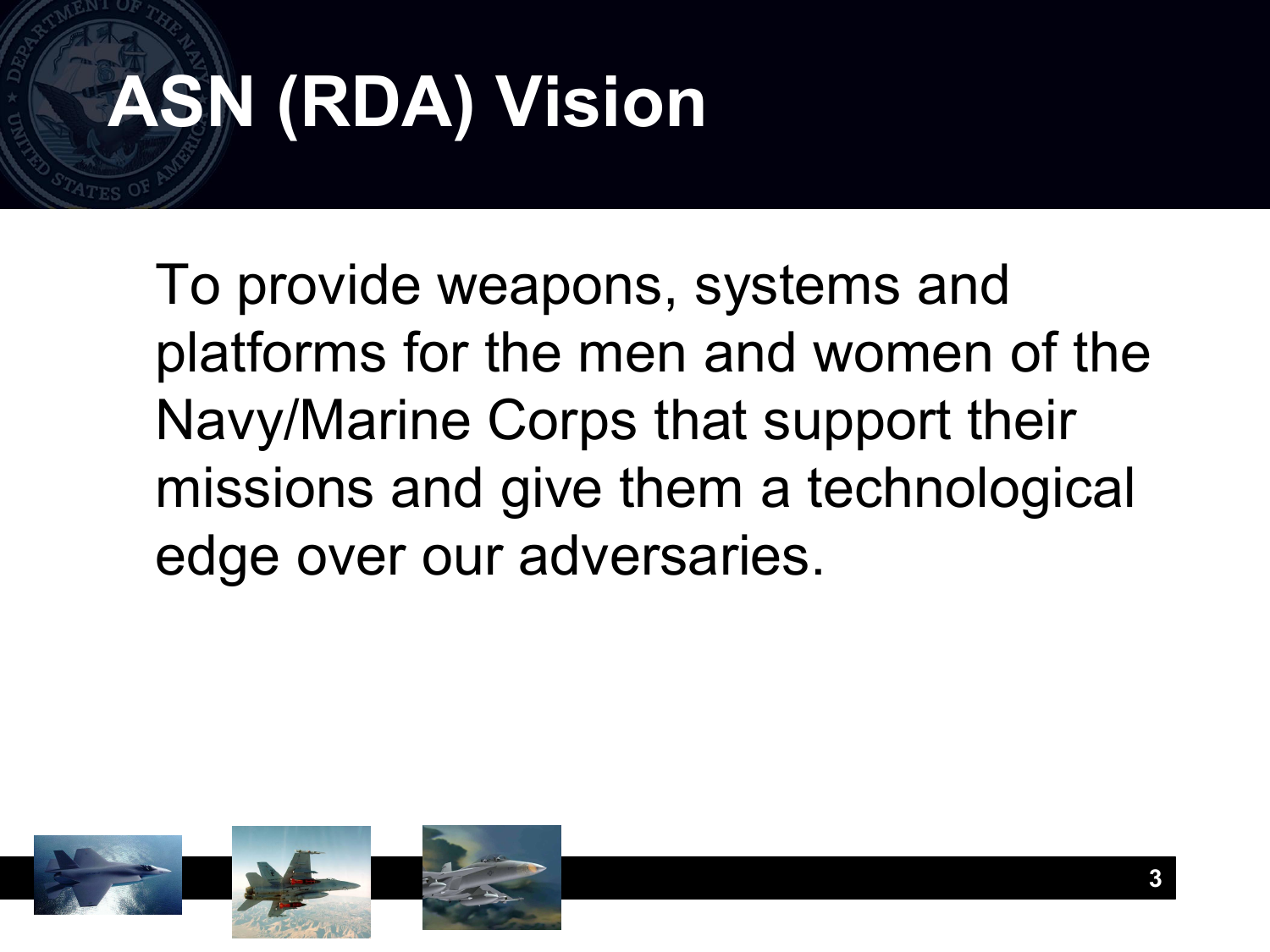# ASN (RDA) Vision

To provide weapons, systems and platforms for the men and women of the Navy/Marine Corps that support their missions and give them a technological edge over our adversaries.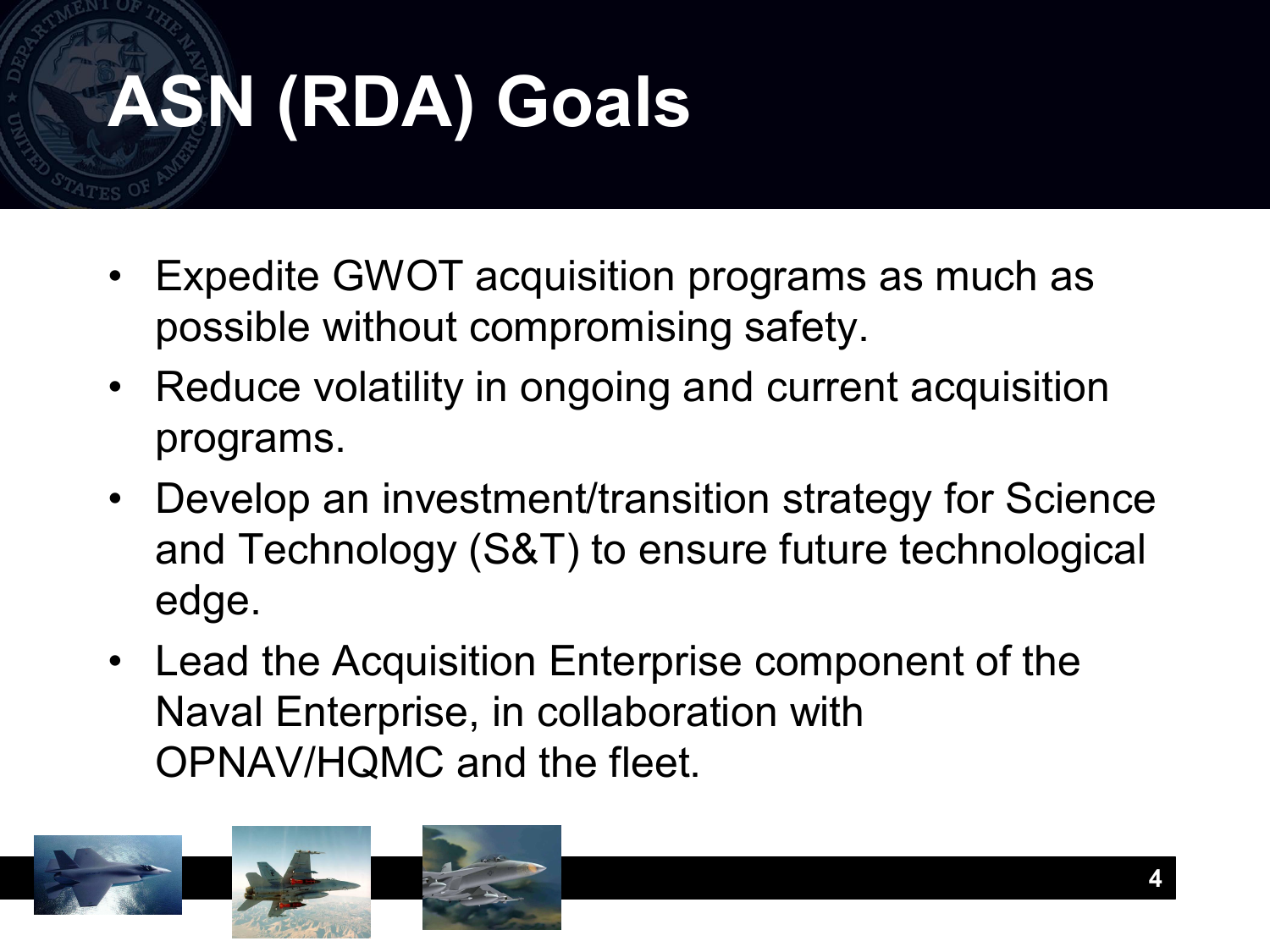# ASN (RDA) Goals

- Expedite GWOT acquisition programs as much as possible without compromising safety.
- Reduce volatility in ongoing and current acquisition programs.
- Develop an investment/transition strategy for Science and Technology (S&T) to ensure future technological edge.
- Lead the Acquisition Enterprise component of the Naval Enterprise, in collaboration with OPNAV/HQMC and the fleet.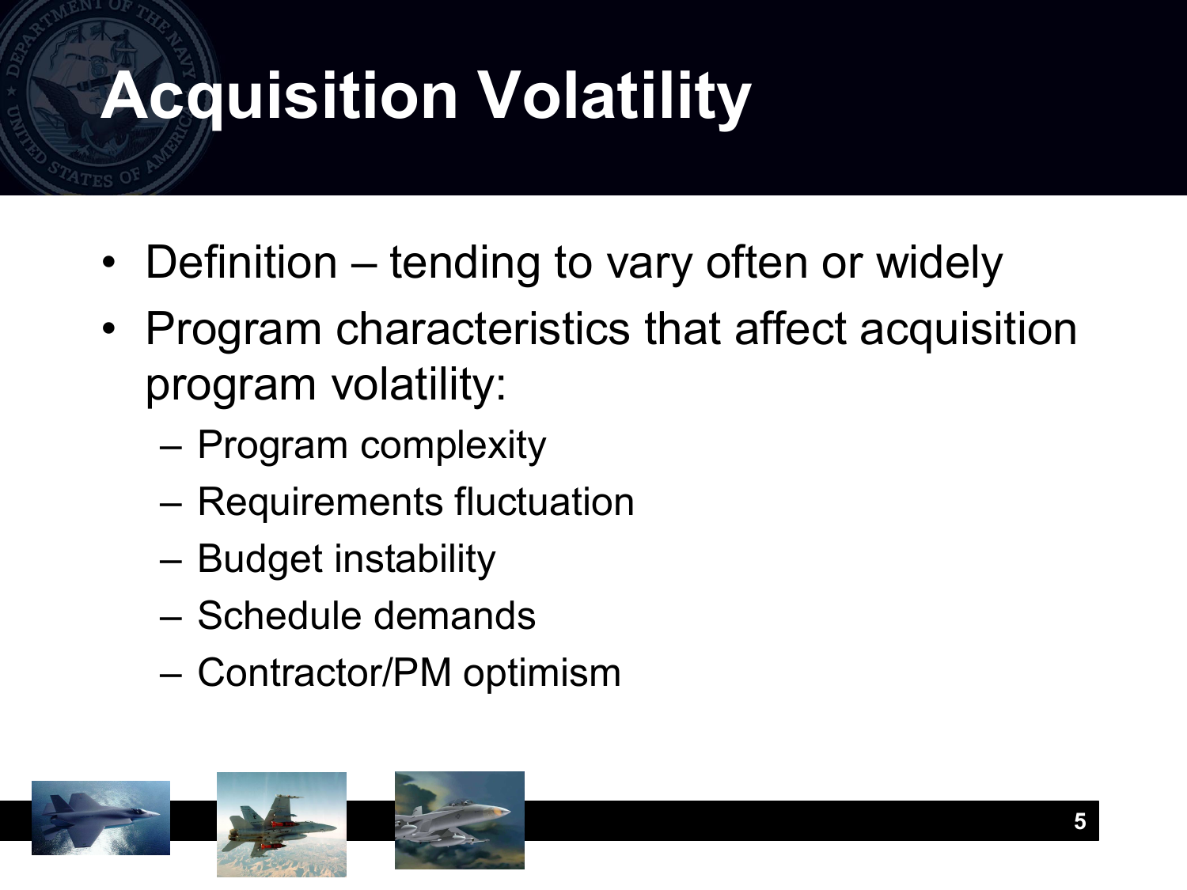# Acquisition Volatility

- Definition – tending to vary often or widely
- Program characteristics that affect acquisition program volatility:
  - Program complexity
  - Requirements fluctuation
  - Budget instability
  - Schedule demands
  - Contractor/PM optimism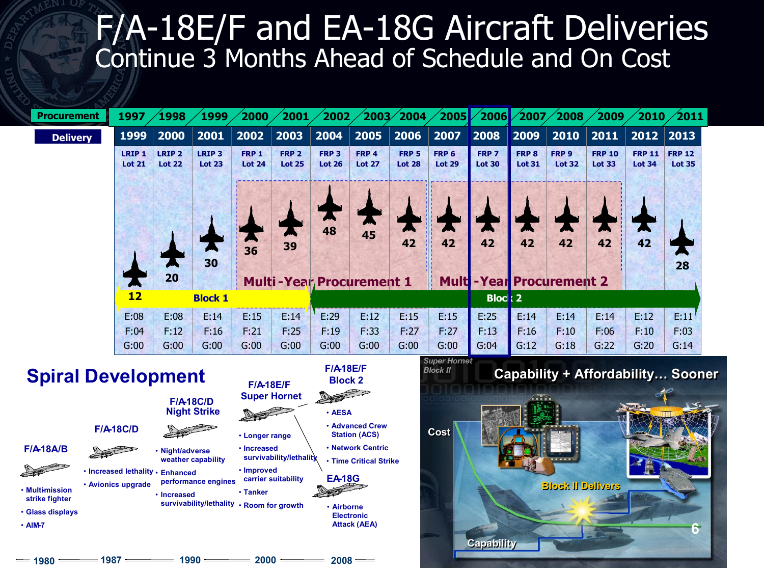# F/A-18E/F and EA-18G Aircraft Deliveries

## Continue 3 Months Ahead of Schedule and On Cost

| Procurement | 1997 | 1998 | 1999 | 2000 | 2001 | 2002 | 2003 | 2004 | 2005 | 2006 | 2007 | 2008 | 2009 | 2010 | 2011 |
|---|---|---|---|---|---|---|---|---|---|---|---|---|---|---|---|
| **Delivery** | 1999 | 2000 | 2001 | 2002 | 2003 | 2004 | 2005 | 2006 | 2007 | 2008 | 2009 | 2010 | 2011 | 2012 | 2013 |
| | LRIP 1 Lot 21 | LRIP 2 Lot 22 | LRIP 3 Lot 23 | FRP 1 Lot 24 | FRP 2 Lot 25 | FRP 3 Lot 26 | FRP 4 Lot 27 | FRP 5 Lot 28 | FRP 6 Lot 29 | FRP 7 Lot 30 | FRP 8 Lot 31 | FRP 9 Lot 32 | FRP 10 Lot 33 | FRP 11 Lot 34 | FRP 12 Lot 35 |
| | 12 | 20 | 30 | 36 | 39 | 48 | 45 | 42 | 42 | 42 | 42 | 42 | 42 | 42 | 28 |
| | E:08 | E:08 | E:14 | E:15 | E:14 | E:29 | E:12 | E:15 | E:15 | E:25 | E:14 | E:14 | E:14 | E:12 | E:11 |
| | F:04 | F:12 | F:16 | F:21 | F:25 | F:19 | F:33 | F:27 | F:27 | F:13 | F:16 | F:10 | F:06 | F:10 | F:03 |
| | G:00 | G:00 | G:00 | G:00 | G:00 | G:00 | G:00 | G:00 | G:00 | G:04 | G:12 | G:18 | G:22 | G:20 | G:14 |

Multi-Year Procurement 1 (FRP 1 – FRP 5); Multi-Year Procurement 2 (FRP 6 – FRP 10)

Block 1 (1999–2003); Block 2 (2004–2013)

## Spiral Development

**F/A-18A/B**
- Multi-mission strike fighter
- Glass displays
- AIM-7

**F/A-18C/D**
- Increased lethality
- Avionics upgrade

**F/A-18C/D Night Strike**
- Night/adverse weather capability
- Enhanced performance engines
- Increased survivability/lethality

**F/A-18E/F Super Hornet**
- Longer range
- Increased survivability/lethality
- Improved carrier suitability
- Tanker
- Room for growth

**F/A-18E/F Block 2**
- AESA
- Advanced Crew Station (ACS)
- Network Centric
- Time Critical Strike

**EA-18G**
- Airborne Electronic Attack (AEA)

1980 — 1987 — 1990 — 2000 — 2008

*Super Hornet Block II*

**Capability + Affordability… Sooner**

Cost — Block II Delivers — Capability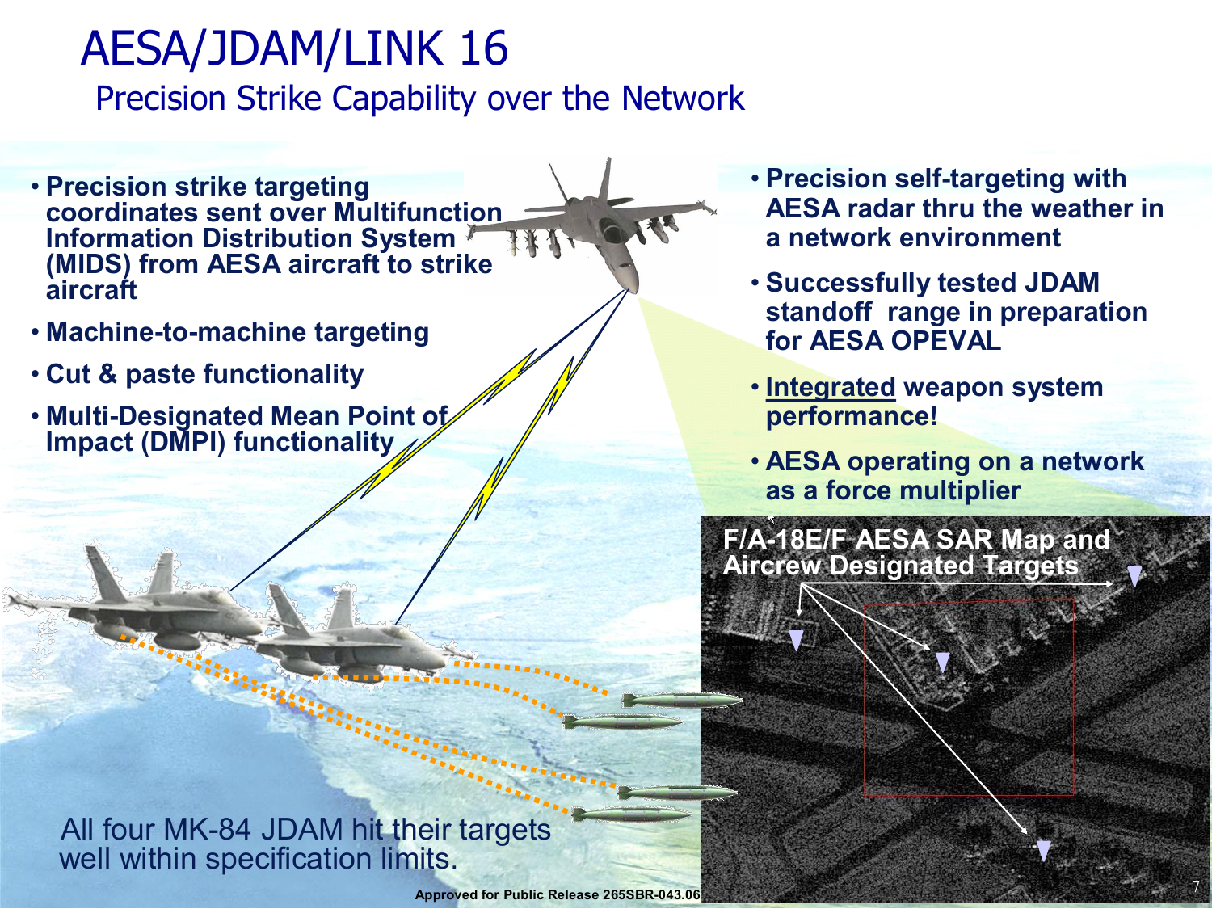# AESA/JDAM/LINK 16

## Precision Strike Capability over the Network

- **Precision strike targeting coordinates sent over Multifunction Information Distribution System (MIDS) from AESA aircraft to strike aircraft**
- **Machine-to-machine targeting**
- **Cut & paste functionality**
- **Multi-Designated Mean Point of Impact (DMPI) functionality**

- **Precision self-targeting with AESA radar thru the weather in a network environment**
- **Successfully tested JDAM standoff range in preparation for AESA OPEVAL**
- **Integrated weapon system performance!**
- **AESA operating on a network as a force multiplier**

**F/A-18E/F AESA SAR Map and Aircrew Designated Targets**

All four MK-84 JDAM hit their targets well within specification limits.

**Approved for Public Release 265SBR-043.06**